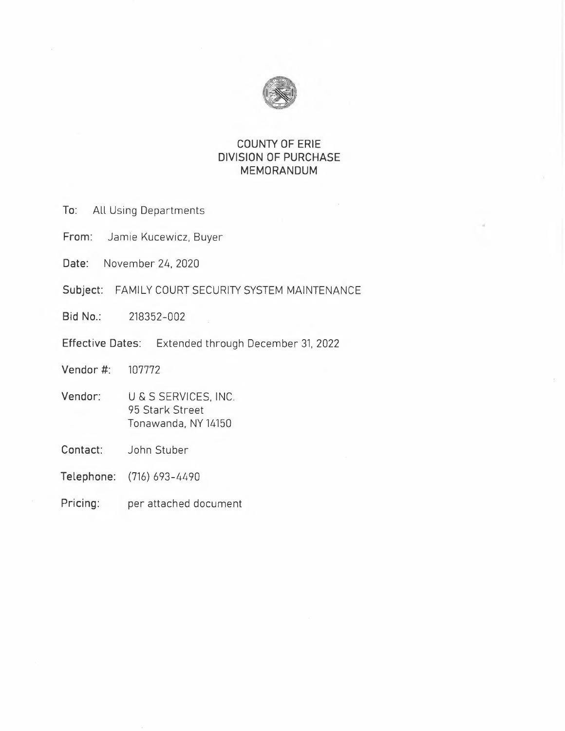# COUNTY OF ERIE
# DIVISION OF PURCHASE
# MEMORANDUM

**To:** All Using Departments

**From:** Jamie Kucewicz, Buyer

**Date:** November 24, 2020

**Subject:** FAMILY COURT SECURITY SYSTEM MAINTENANCE

**Bid No.:** 218352-002

**Effective Dates:** Extended through December 31, 2022

**Vendor #:** 107772

**Vendor:** U & S SERVICES, INC.
95 Stark Street
Tonawanda, NY 14150

**Contact:** John Stuber

**Telephone:** (716) 693-4490

**Pricing:** per attached document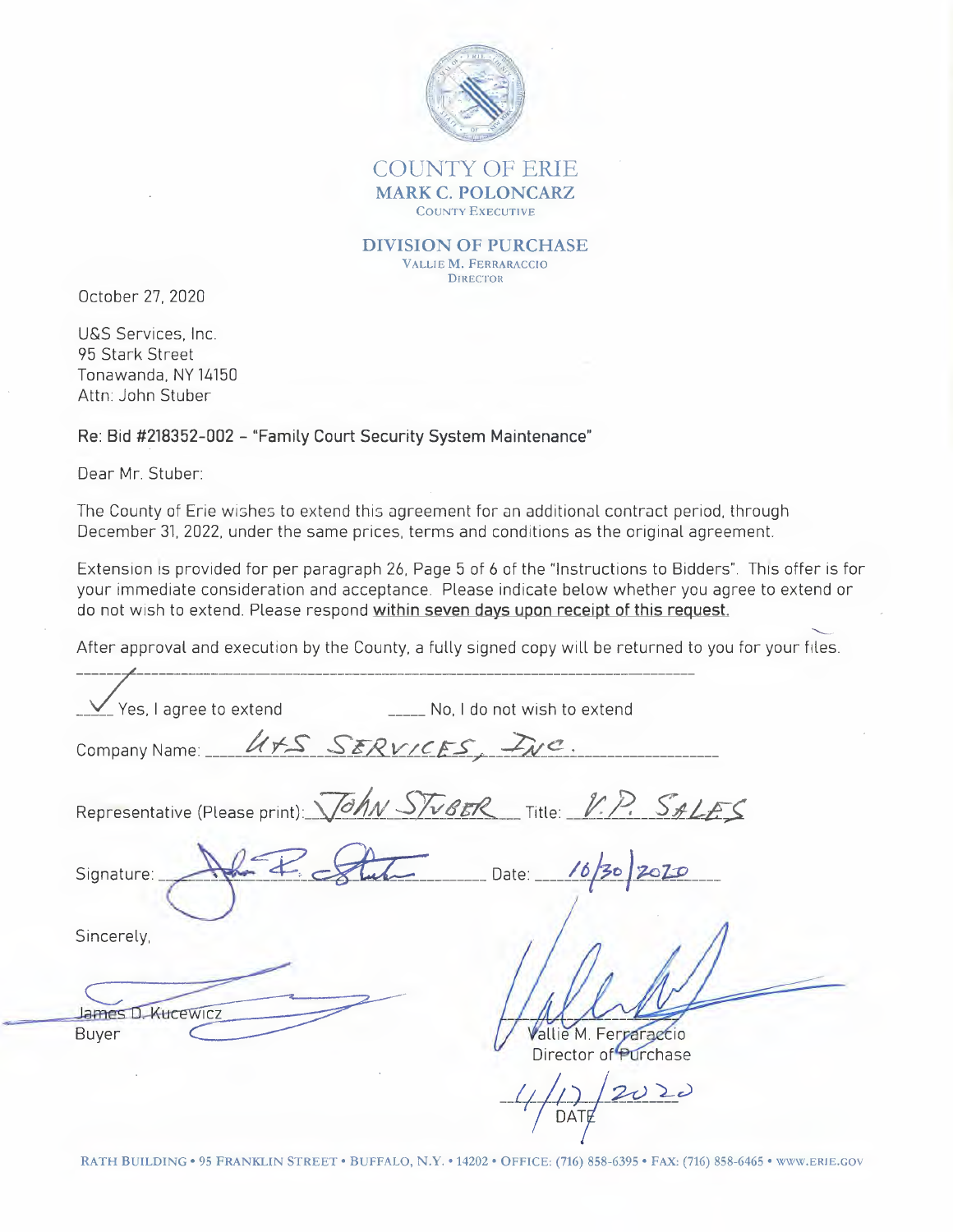# COUNTY OF ERIE

**MARK C. POLONCARZ**
COUNTY EXECUTIVE

**DIVISION OF PURCHASE**
VALLIE M. FERRARACCIO
DIRECTOR

October 27, 2020

U&S Services, Inc.
95 Stark Street
Tonawanda, NY 14150
Attn: John Stuber

Re: Bid #218352-002 – "Family Court Security System Maintenance"

Dear Mr. Stuber:

The County of Erie wishes to extend this agreement for an additional contract period, through December 31, 2022, under the same prices, terms and conditions as the original agreement.

Extension is provided for per paragraph 26, Page 5 of 6 of the "Instructions to Bidders". This offer is for your immediate consideration and acceptance. Please indicate below whether you agree to extend or do not wish to extend. Please respond <u>within seven days upon receipt of this request.</u>

After approval and execution by the County, a fully signed copy will be returned to you for your files.

✓ Yes, I agree to extend  ____ No, I do not wish to extend

Company Name: U&S SERVICES, INC.

Representative (Please print): JOHN STUBER Title: V.P. SALES

Signature: [signature] Date: 10/30/2020

Sincerely,

[signature]
James D. Kucewicz
Buyer

[signature]
Vallie M. Ferraraccio
Director of Purchase

11/12/2020
DATE

RATH BUILDING • 95 FRANKLIN STREET • BUFFALO, N.Y. • 14202 • OFFICE: (716) 858-6395 • FAX: (716) 858-6465 • WWW.ERIE.GOV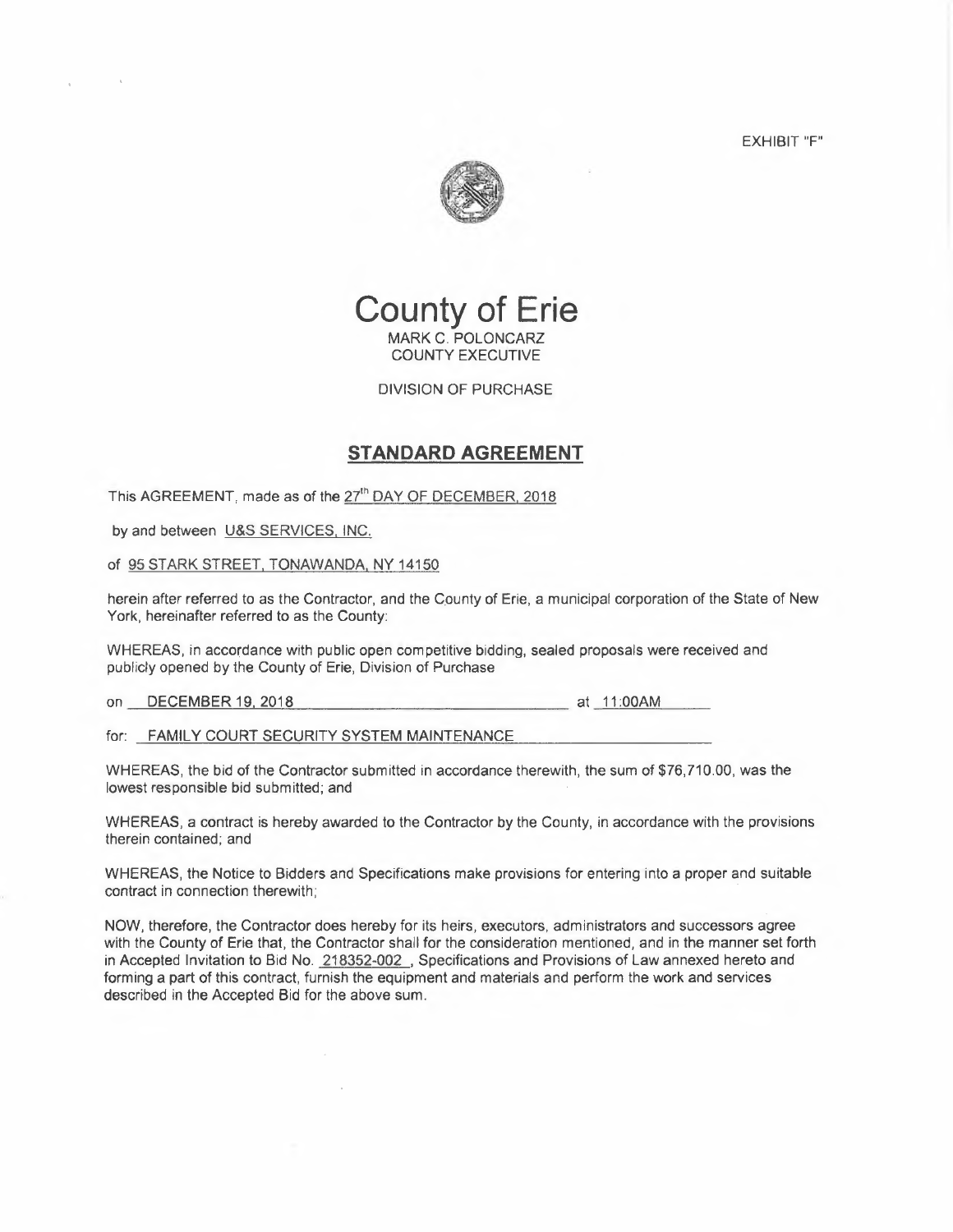EXHIBIT "F"

# County of Erie

MARK C. POLONCARZ
COUNTY EXECUTIVE

DIVISION OF PURCHASE

## STANDARD AGREEMENT

This AGREEMENT, made as of the 27th DAY OF DECEMBER, 2018

by and between U&S SERVICES, INC.

of 95 STARK STREET, TONAWANDA, NY 14150

herein after referred to as the Contractor, and the County of Erie, a municipal corporation of the State of New York, hereinafter referred to as the County:

WHEREAS, in accordance with public open competitive bidding, sealed proposals were received and publicly opened by the County of Erie, Division of Purchase

on DECEMBER 19, 2018 at 11:00AM

for: FAMILY COURT SECURITY SYSTEM MAINTENANCE

WHEREAS, the bid of the Contractor submitted in accordance therewith, the sum of $76,710.00, was the lowest responsible bid submitted; and

WHEREAS, a contract is hereby awarded to the Contractor by the County, in accordance with the provisions therein contained; and

WHEREAS, the Notice to Bidders and Specifications make provisions for entering into a proper and suitable contract in connection therewith;

NOW, therefore, the Contractor does hereby for its heirs, executors, administrators and successors agree with the County of Erie that, the Contractor shall for the consideration mentioned, and in the manner set forth in Accepted Invitation to Bid No. 218352-002 , Specifications and Provisions of Law annexed hereto and forming a part of this contract, furnish the equipment and materials and perform the work and services described in the Accepted Bid for the above sum.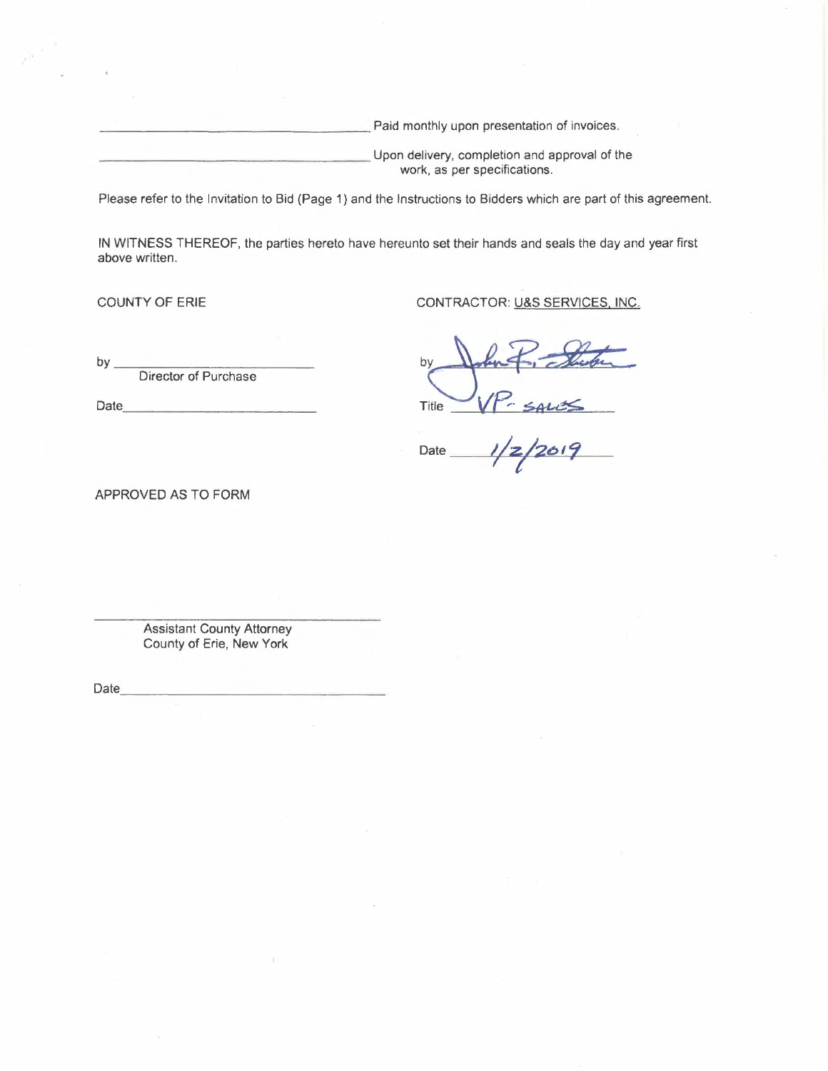\_\_\_\_\_\_\_\_\_\_\_\_\_\_\_\_\_\_\_\_\_\_\_\_\_\_\_\_\_\_\_\_ Paid monthly upon presentation of invoices.

\_\_\_\_\_\_\_\_\_\_\_\_\_\_\_\_\_\_\_\_\_\_\_\_\_\_\_\_\_\_\_\_ Upon delivery, completion and approval of the work, as per specifications.

Please refer to the Invitation to Bid (Page 1) and the Instructions to Bidders which are part of this agreement.

IN WITNESS THEREOF, the parties hereto have hereunto set their hands and seals the day and year first above written.

COUNTY OF ERIE

by \_\_\_\_\_\_\_\_\_\_\_\_\_\_\_\_\_\_\_\_\_\_\_\_
Director of Purchase

Date \_\_\_\_\_\_\_\_\_\_\_\_\_\_\_\_\_\_\_\_\_\_\_\_

CONTRACTOR: U&S SERVICES, INC.

by John P. Stuber

Title VP - SALES

Date 1/2/2019

APPROVED AS TO FORM

\_\_\_\_\_\_\_\_\_\_\_\_\_\_\_\_\_\_\_\_\_\_\_\_\_\_\_\_\_\_\_\_
Assistant County Attorney
County of Erie, New York

Date \_\_\_\_\_\_\_\_\_\_\_\_\_\_\_\_\_\_\_\_\_\_\_\_\_\_\_\_\_\_\_\_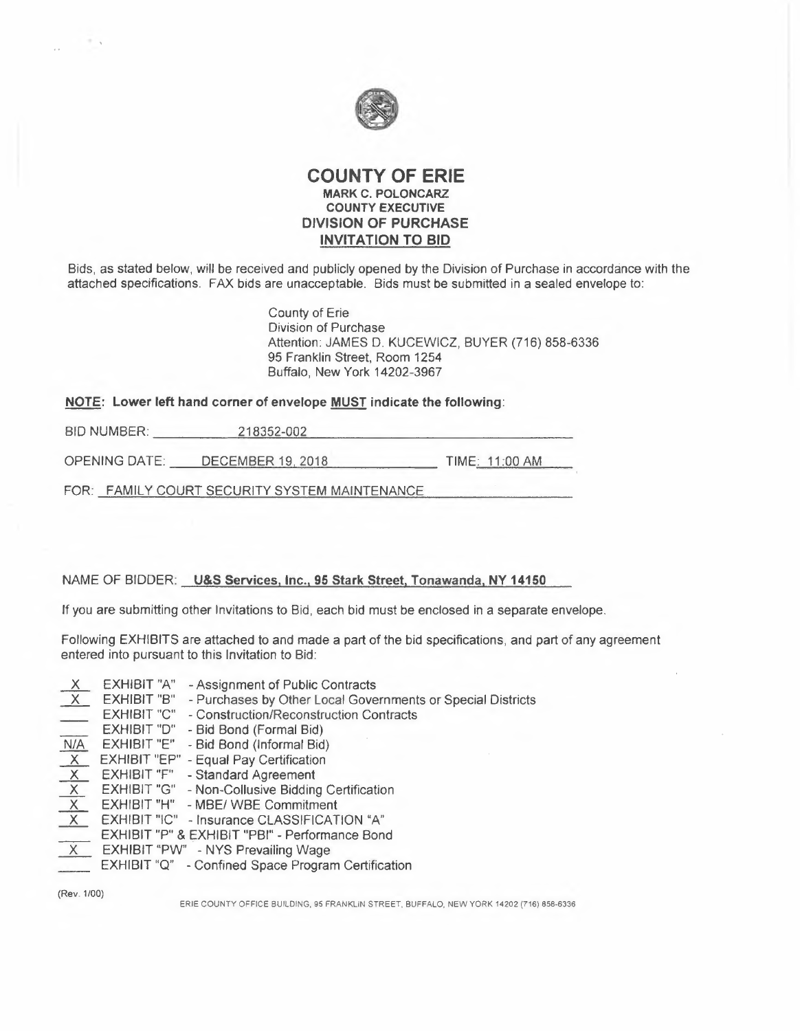# COUNTY OF ERIE

**MARK C. POLONCARZ**
**COUNTY EXECUTIVE**
**DIVISION OF PURCHASE**
**INVITATION TO BID**

Bids, as stated below, will be received and publicly opened by the Division of Purchase in accordance with the attached specifications. FAX bids are unacceptable. Bids must be submitted in a sealed envelope to:

County of Erie
Division of Purchase
Attention: JAMES D. KUCEWICZ, BUYER (716) 858-6336
95 Franklin Street, Room 1254
Buffalo, New York 14202-3967

**NOTE: Lower left hand corner of envelope MUST indicate the following:**

BID NUMBER: 218352-002

OPENING DATE: DECEMBER 19, 2018 TIME: 11:00 AM

FOR: FAMILY COURT SECURITY SYSTEM MAINTENANCE

NAME OF BIDDER: **U&S Services, Inc., 95 Stark Street, Tonawanda, NY 14150**

If you are submitting other Invitations to Bid, each bid must be enclosed in a separate envelope.

Following EXHIBITS are attached to and made a part of the bid specifications, and part of any agreement entered into pursuant to this Invitation to Bid:

| | | |
|---|---|---|
| X | EXHIBIT "A" | - Assignment of Public Contracts |
| X | EXHIBIT "B" | - Purchases by Other Local Governments or Special Districts |
| | EXHIBIT "C" | - Construction/Reconstruction Contracts |
| | EXHIBIT "D" | - Bid Bond (Formal Bid) |
| N/A | EXHIBIT "E" | - Bid Bond (Informal Bid) |
| X | EXHIBIT "EP" | - Equal Pay Certification |
| X | EXHIBIT "F" | - Standard Agreement |
| X | EXHIBIT "G" | - Non-Collusive Bidding Certification |
| X | EXHIBIT "H" | - MBE/ WBE Commitment |
| X | EXHIBIT "IC" | - Insurance CLASSIFICATION "A" |
| | EXHIBIT "P" & EXHIBIT "PBI" | - Performance Bond |
| X | EXHIBIT "PW" | - NYS Prevailing Wage |
| | EXHIBIT "Q" | - Confined Space Program Certification |

(Rev. 1/00)

ERIE COUNTY OFFICE BUILDING, 95 FRANKLIN STREET, BUFFALO, NEW YORK 14202 (716) 858-6336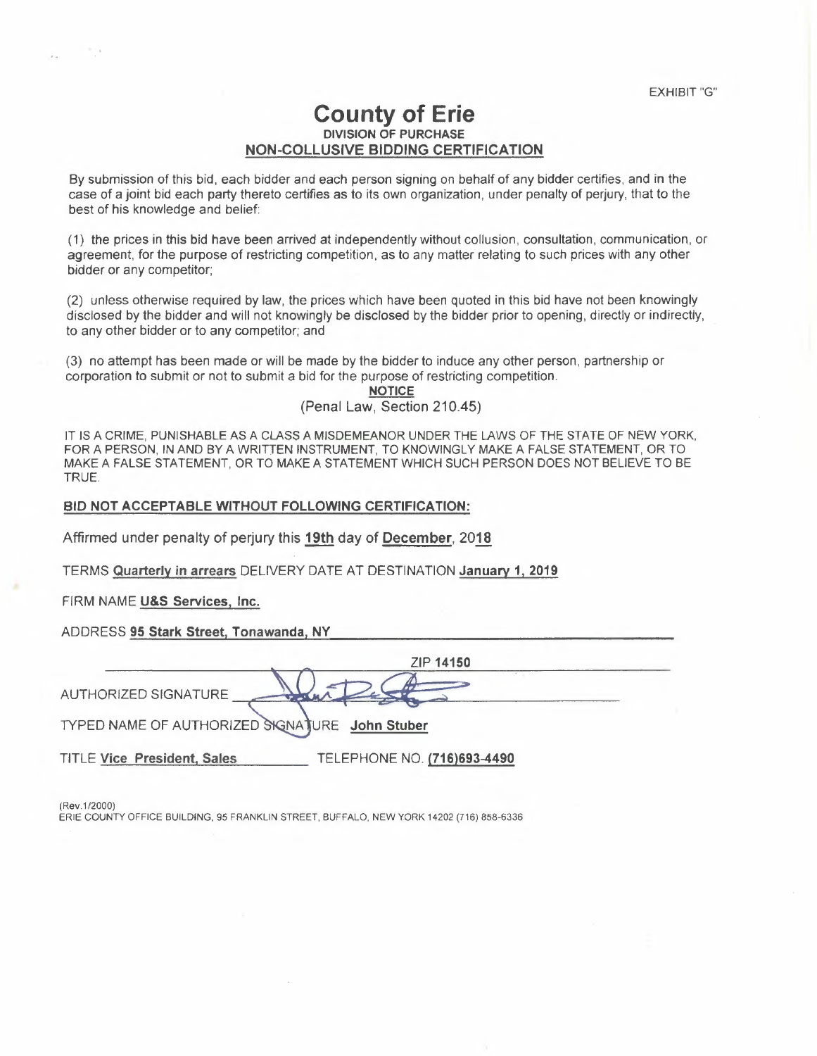EXHIBIT "G"

# County of Erie

## DIVISION OF PURCHASE

## NON-COLLUSIVE BIDDING CERTIFICATION

By submission of this bid, each bidder and each person signing on behalf of any bidder certifies, and in the case of a joint bid each party thereto certifies as to its own organization, under penalty of perjury, that to the best of his knowledge and belief:

(1) the prices in this bid have been arrived at independently without collusion, consultation, communication, or agreement, for the purpose of restricting competition, as to any matter relating to such prices with any other bidder or any competitor;

(2) unless otherwise required by law, the prices which have been quoted in this bid have not been knowingly disclosed by the bidder and will not knowingly be disclosed by the bidder prior to opening, directly or indirectly, to any other bidder or to any competitor; and

(3) no attempt has been made or will be made by the bidder to induce any other person, partnership or corporation to submit or not to submit a bid for the purpose of restricting competition.

**NOTICE**

(Penal Law, Section 210.45)

IT IS A CRIME, PUNISHABLE AS A CLASS A MISDEMEANOR UNDER THE LAWS OF THE STATE OF NEW YORK, FOR A PERSON, IN AND BY A WRITTEN INSTRUMENT, TO KNOWINGLY MAKE A FALSE STATEMENT, OR TO MAKE A FALSE STATEMENT, OR TO MAKE A STATEMENT WHICH SUCH PERSON DOES NOT BELIEVE TO BE TRUE.

**BID NOT ACCEPTABLE WITHOUT FOLLOWING CERTIFICATION:**

Affirmed under penalty of perjury this **19th** day of **December**, 20**18**

TERMS **Quarterly in arrears** DELIVERY DATE AT DESTINATION **January 1, 2019**

FIRM NAME **U&S Services, Inc.**

ADDRESS **95 Stark Street, Tonawanda, NY**

ZIP **14150**

AUTHORIZED SIGNATURE ____________

TYPED NAME OF AUTHORIZED SIGNATURE **John Stuber**

TITLE **Vice President, Sales** TELEPHONE NO. **(716)693-4490**

(Rev.1/2000)
ERIE COUNTY OFFICE BUILDING, 95 FRANKLIN STREET, BUFFALO, NEW YORK 14202 (716) 858-6336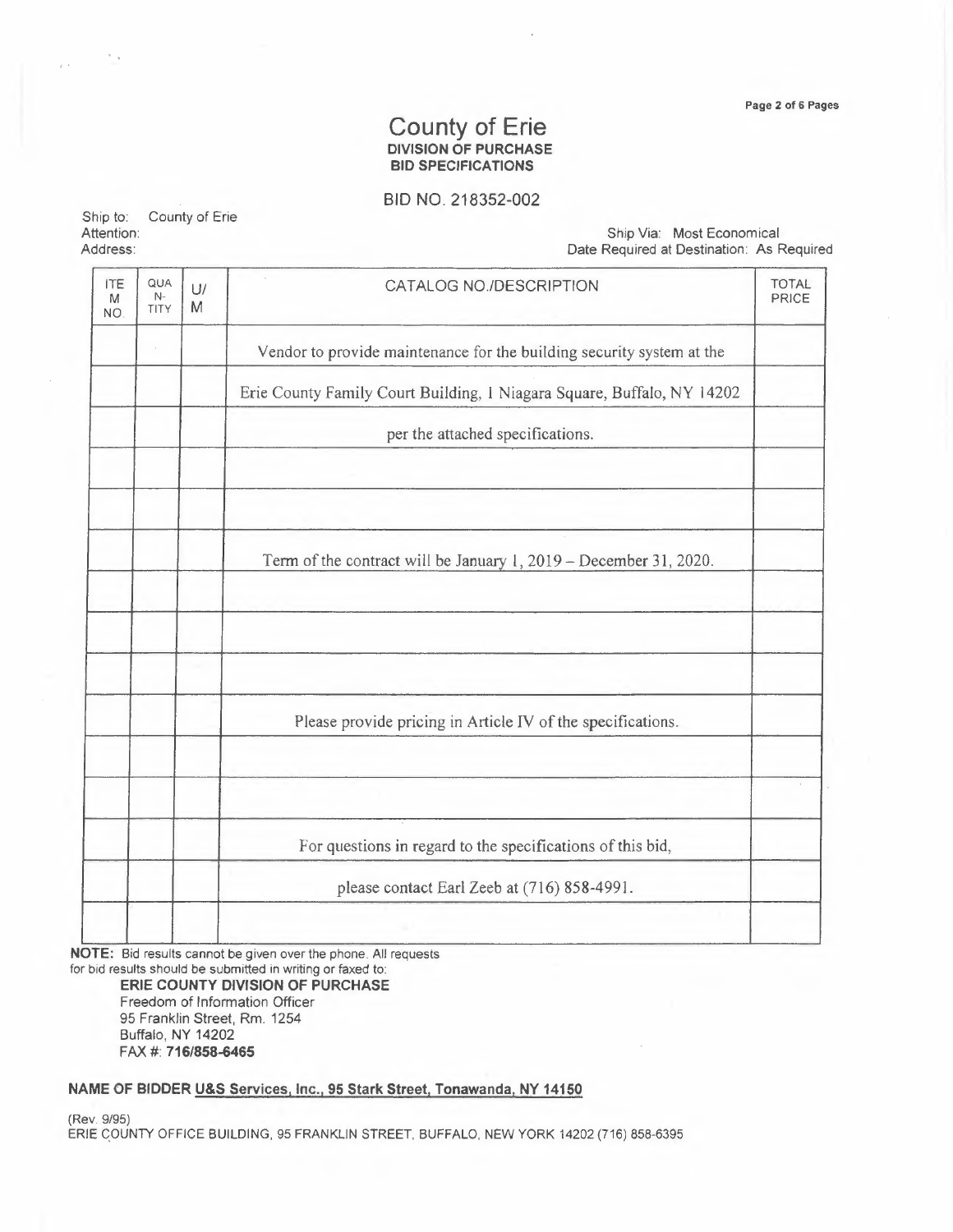# County of Erie
**DIVISION OF PURCHASE**
**BID SPECIFICATIONS**

BID NO. 218352-002

Ship to: County of Erie
Attention:
Address:

Ship Via: Most Economical
Date Required at Destination: As Required

| ITEM NO. | QUAN-TITY | U/M | CATALOG NO./DESCRIPTION | TOTAL PRICE |
|---|---|---|---|---|
| | | | Vendor to provide maintenance for the building security system at the | |
| | | | Erie County Family Court Building, 1 Niagara Square, Buffalo, NY 14202 | |
| | | | per the attached specifications. | |
| | | | | |
| | | | | |
| | | | Term of the contract will be January 1, 2019 – December 31, 2020. | |
| | | | | |
| | | | | |
| | | | | |
| | | | Please provide pricing in Article IV of the specifications. | |
| | | | | |
| | | | | |
| | | | For questions in regard to the specifications of this bid, | |
| | | | please contact Earl Zeeb at (716) 858-4991. | |
| | | | | |

**NOTE:** Bid results cannot be given over the phone. All requests for bid results should be submitted in writing or faxed to:

**ERIE COUNTY DIVISION OF PURCHASE**
Freedom of Information Officer
95 Franklin Street, Rm. 1254
Buffalo, NY 14202
FAX #: **716/858-6465**

**NAME OF BIDDER U&S Services, Inc., 95 Stark Street, Tonawanda, NY 14150**

(Rev. 9/95)
ERIE COUNTY OFFICE BUILDING, 95 FRANKLIN STREET, BUFFALO, NEW YORK 14202 (716) 858-6395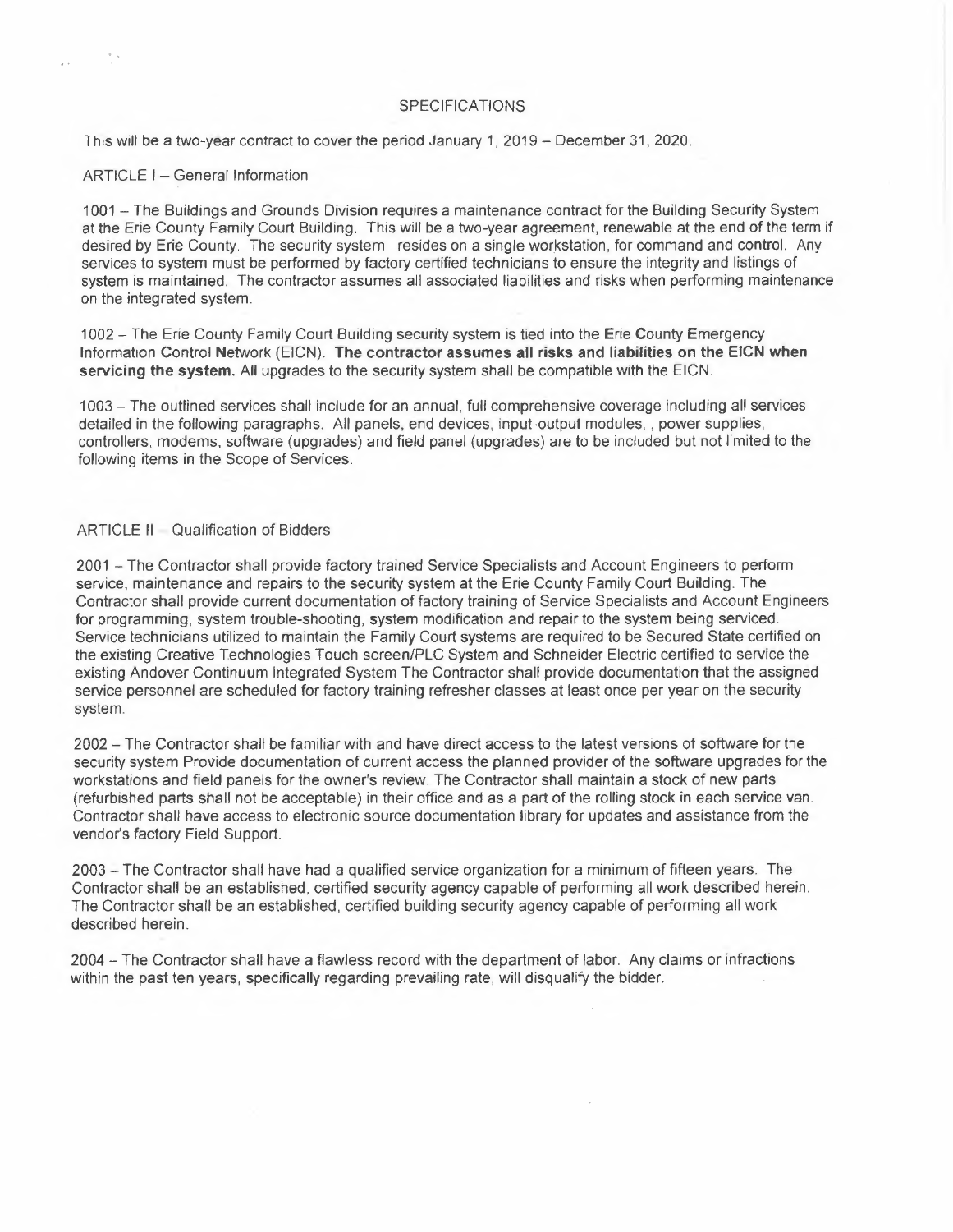# SPECIFICATIONS

This will be a two-year contract to cover the period January 1, 2019 – December 31, 2020.

## ARTICLE I – General Information

1001 – The Buildings and Grounds Division requires a maintenance contract for the Building Security System at the Erie County Family Court Building. This will be a two-year agreement, renewable at the end of the term if desired by Erie County. The security system resides on a single workstation, for command and control. Any services to system must be performed by factory certified technicians to ensure the integrity and listings of system is maintained. The contractor assumes all associated liabilities and risks when performing maintenance on the integrated system.

1002 – The Erie County Family Court Building security system is tied into the **E**rie **C**ounty **E**mergency **I**nformation **C**ontrol **N**etwork (EICN). **The contractor assumes all risks and liabilities on the EICN when servicing the system.** All upgrades to the security system shall be compatible with the EICN.

1003 – The outlined services shall include for an annual, full comprehensive coverage including all services detailed in the following paragraphs. All panels, end devices, input-output modules, , power supplies, controllers, modems, software (upgrades) and field panel (upgrades) are to be included but not limited to the following items in the Scope of Services.

## ARTICLE II – Qualification of Bidders

2001 – The Contractor shall provide factory trained Service Specialists and Account Engineers to perform service, maintenance and repairs to the security system at the Erie County Family Court Building. The Contractor shall provide current documentation of factory training of Service Specialists and Account Engineers for programming, system trouble-shooting, system modification and repair to the system being serviced. Service technicians utilized to maintain the Family Court systems are required to be Secured State certified on the existing Creative Technologies Touch screen/PLC System and Schneider Electric certified to service the existing Andover Continuum Integrated System The Contractor shall provide documentation that the assigned service personnel are scheduled for factory training refresher classes at least once per year on the security system.

2002 – The Contractor shall be familiar with and have direct access to the latest versions of software for the security system Provide documentation of current access the planned provider of the software upgrades for the workstations and field panels for the owner's review. The Contractor shall maintain a stock of new parts (refurbished parts shall not be acceptable) in their office and as a part of the rolling stock in each service van. Contractor shall have access to electronic source documentation library for updates and assistance from the vendor's factory Field Support.

2003 – The Contractor shall have had a qualified service organization for a minimum of fifteen years. The Contractor shall be an established, certified security agency capable of performing all work described herein. The Contractor shall be an established, certified building security agency capable of performing all work described herein.

2004 – The Contractor shall have a flawless record with the department of labor. Any claims or infractions within the past ten years, specifically regarding prevailing rate, will disqualify the bidder.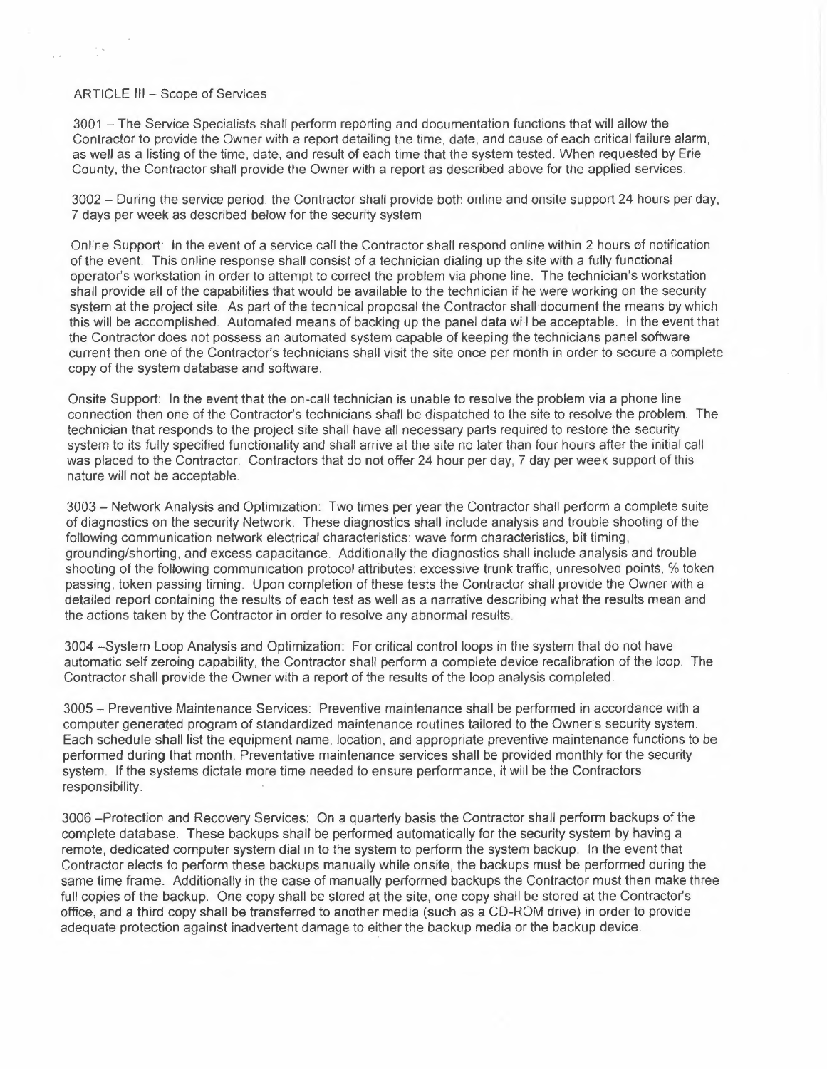ARTICLE III – Scope of Services

3001 – The Service Specialists shall perform reporting and documentation functions that will allow the Contractor to provide the Owner with a report detailing the time, date, and cause of each critical failure alarm, as well as a listing of the time, date, and result of each time that the system tested. When requested by Erie County, the Contractor shall provide the Owner with a report as described above for the applied services.

3002 – During the service period, the Contractor shall provide both online and onsite support 24 hours per day, 7 days per week as described below for the security system

Online Support: In the event of a service call the Contractor shall respond online within 2 hours of notification of the event. This online response shall consist of a technician dialing up the site with a fully functional operator's workstation in order to attempt to correct the problem via phone line. The technician's workstation shall provide all of the capabilities that would be available to the technician if he were working on the security system at the project site. As part of the technical proposal the Contractor shall document the means by which this will be accomplished. Automated means of backing up the panel data will be acceptable. In the event that the Contractor does not possess an automated system capable of keeping the technicians panel software current then one of the Contractor's technicians shall visit the site once per month in order to secure a complete copy of the system database and software.

Onsite Support: In the event that the on-call technician is unable to resolve the problem via a phone line connection then one of the Contractor's technicians shall be dispatched to the site to resolve the problem. The technician that responds to the project site shall have all necessary parts required to restore the security system to its fully specified functionality and shall arrive at the site no later than four hours after the initial call was placed to the Contractor. Contractors that do not offer 24 hour per day, 7 day per week support of this nature will not be acceptable.

3003 – Network Analysis and Optimization: Two times per year the Contractor shall perform a complete suite of diagnostics on the security Network. These diagnostics shall include analysis and trouble shooting of the following communication network electrical characteristics: wave form characteristics, bit timing, grounding/shorting, and excess capacitance. Additionally the diagnostics shall include analysis and trouble shooting of the following communication protocol attributes: excessive trunk traffic, unresolved points, % token passing, token passing timing. Upon completion of these tests the Contractor shall provide the Owner with a detailed report containing the results of each test as well as a narrative describing what the results mean and the actions taken by the Contractor in order to resolve any abnormal results.

3004 –System Loop Analysis and Optimization: For critical control loops in the system that do not have automatic self zeroing capability, the Contractor shall perform a complete device recalibration of the loop. The Contractor shall provide the Owner with a report of the results of the loop analysis completed.

3005 – Preventive Maintenance Services: Preventive maintenance shall be performed in accordance with a computer generated program of standardized maintenance routines tailored to the Owner's security system. Each schedule shall list the equipment name, location, and appropriate preventive maintenance functions to be performed during that month. Preventative maintenance services shall be provided monthly for the security system. If the systems dictate more time needed to ensure performance, it will be the Contractors responsibility.

3006 –Protection and Recovery Services: On a quarterly basis the Contractor shall perform backups of the complete database. These backups shall be performed automatically for the security system by having a remote, dedicated computer system dial in to the system to perform the system backup. In the event that Contractor elects to perform these backups manually while onsite, the backups must be performed during the same time frame. Additionally in the case of manually performed backups the Contractor must then make three full copies of the backup. One copy shall be stored at the site, one copy shall be stored at the Contractor's office, and a third copy shall be transferred to another media (such as a CD-ROM drive) in order to provide adequate protection against inadvertent damage to either the backup media or the backup device.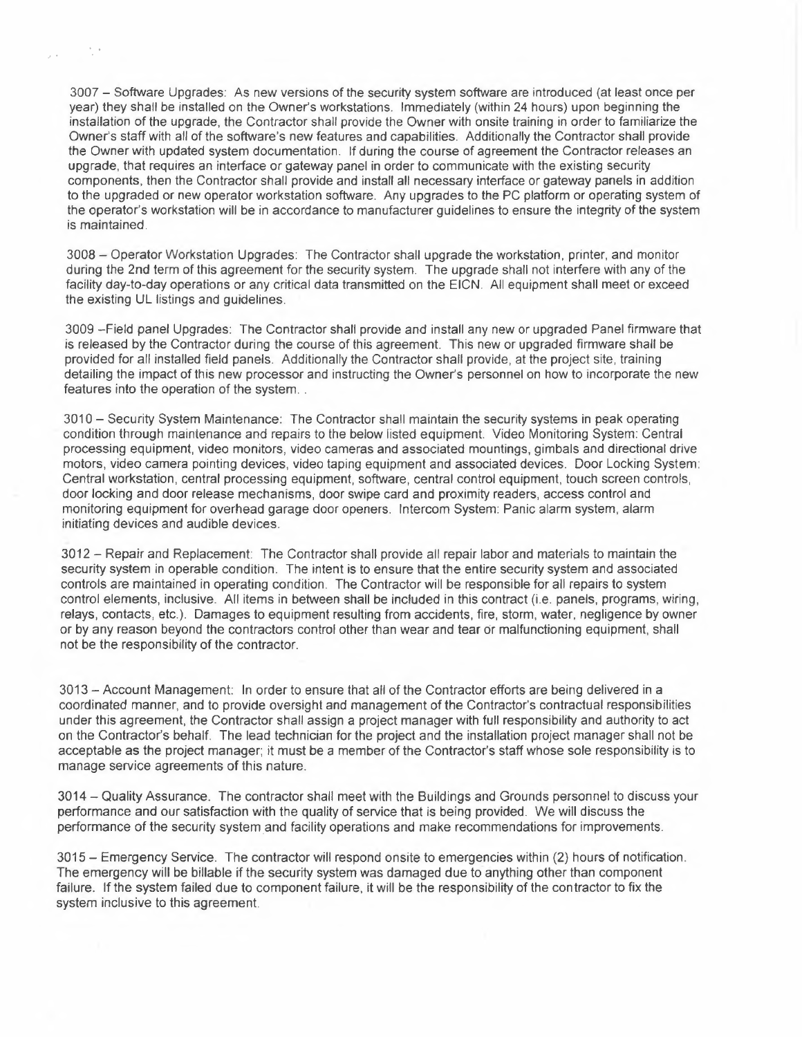3007 – Software Upgrades: As new versions of the security system software are introduced (at least once per year) they shall be installed on the Owner's workstations. Immediately (within 24 hours) upon beginning the installation of the upgrade, the Contractor shall provide the Owner with onsite training in order to familiarize the Owner's staff with all of the software's new features and capabilities. Additionally the Contractor shall provide the Owner with updated system documentation. If during the course of agreement the Contractor releases an upgrade, that requires an interface or gateway panel in order to communicate with the existing security components, then the Contractor shall provide and install all necessary interface or gateway panels in addition to the upgraded or new operator workstation software. Any upgrades to the PC platform or operating system of the operator's workstation will be in accordance to manufacturer guidelines to ensure the integrity of the system is maintained.

3008 – Operator Workstation Upgrades: The Contractor shall upgrade the workstation, printer, and monitor during the 2nd term of this agreement for the security system. The upgrade shall not interfere with any of the facility day-to-day operations or any critical data transmitted on the EICN. All equipment shall meet or exceed the existing UL listings and guidelines.

3009 –Field panel Upgrades: The Contractor shall provide and install any new or upgraded Panel firmware that is released by the Contractor during the course of this agreement. This new or upgraded firmware shall be provided for all installed field panels. Additionally the Contractor shall provide, at the project site, training detailing the impact of this new processor and instructing the Owner's personnel on how to incorporate the new features into the operation of the system. .

3010 – Security System Maintenance: The Contractor shall maintain the security systems in peak operating condition through maintenance and repairs to the below listed equipment. Video Monitoring System: Central processing equipment, video monitors, video cameras and associated mountings, gimbals and directional drive motors, video camera pointing devices, video taping equipment and associated devices. Door Locking System: Central workstation, central processing equipment, software, central control equipment, touch screen controls, door locking and door release mechanisms, door swipe card and proximity readers, access control and monitoring equipment for overhead garage door openers. Intercom System: Panic alarm system, alarm initiating devices and audible devices.

3012 – Repair and Replacement: The Contractor shall provide all repair labor and materials to maintain the security system in operable condition. The intent is to ensure that the entire security system and associated controls are maintained in operating condition. The Contractor will be responsible for all repairs to system control elements, inclusive. All items in between shall be included in this contract (i.e. panels, programs, wiring, relays, contacts, etc.). Damages to equipment resulting from accidents, fire, storm, water, negligence by owner or by any reason beyond the contractors control other than wear and tear or malfunctioning equipment, shall not be the responsibility of the contractor.

3013 – Account Management: In order to ensure that all of the Contractor efforts are being delivered in a coordinated manner, and to provide oversight and management of the Contractor's contractual responsibilities under this agreement, the Contractor shall assign a project manager with full responsibility and authority to act on the Contractor's behalf. The lead technician for the project and the installation project manager shall not be acceptable as the project manager; it must be a member of the Contractor's staff whose sole responsibility is to manage service agreements of this nature.

3014 – Quality Assurance. The contractor shall meet with the Buildings and Grounds personnel to discuss your performance and our satisfaction with the quality of service that is being provided. We will discuss the performance of the security system and facility operations and make recommendations for improvements.

3015 – Emergency Service. The contractor will respond onsite to emergencies within (2) hours of notification. The emergency will be billable if the security system was damaged due to anything other than component failure. If the system failed due to component failure, it will be the responsibility of the contractor to fix the system inclusive to this agreement.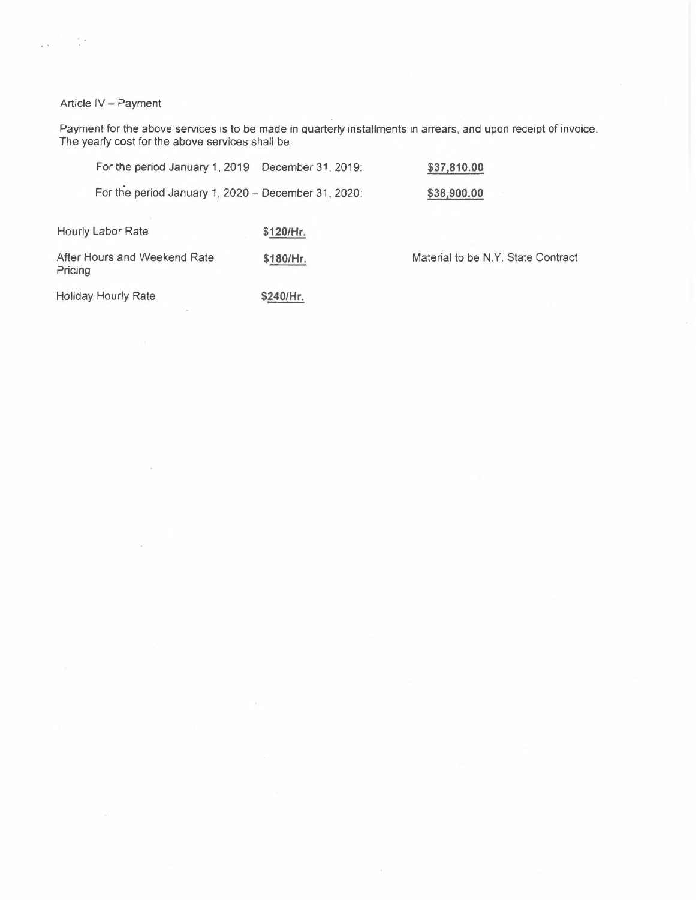Article IV – Payment

Payment for the above services is to be made in quarterly installments in arrears, and upon receipt of invoice. The yearly cost for the above services shall be:

| | |
|---|---|
| For the period January 1, 2019 December 31, 2019: | **$37,810.00** |
| For the period January 1, 2020 – December 31, 2020: | **$38,900.00** |

| | | |
|---|---|---|
| Hourly Labor Rate | **$120/Hr.** | |
| After Hours and Weekend Rate Pricing | **$180/Hr.** | Material to be N.Y. State Contract |
| Holiday Hourly Rate | **$240/Hr.** | |